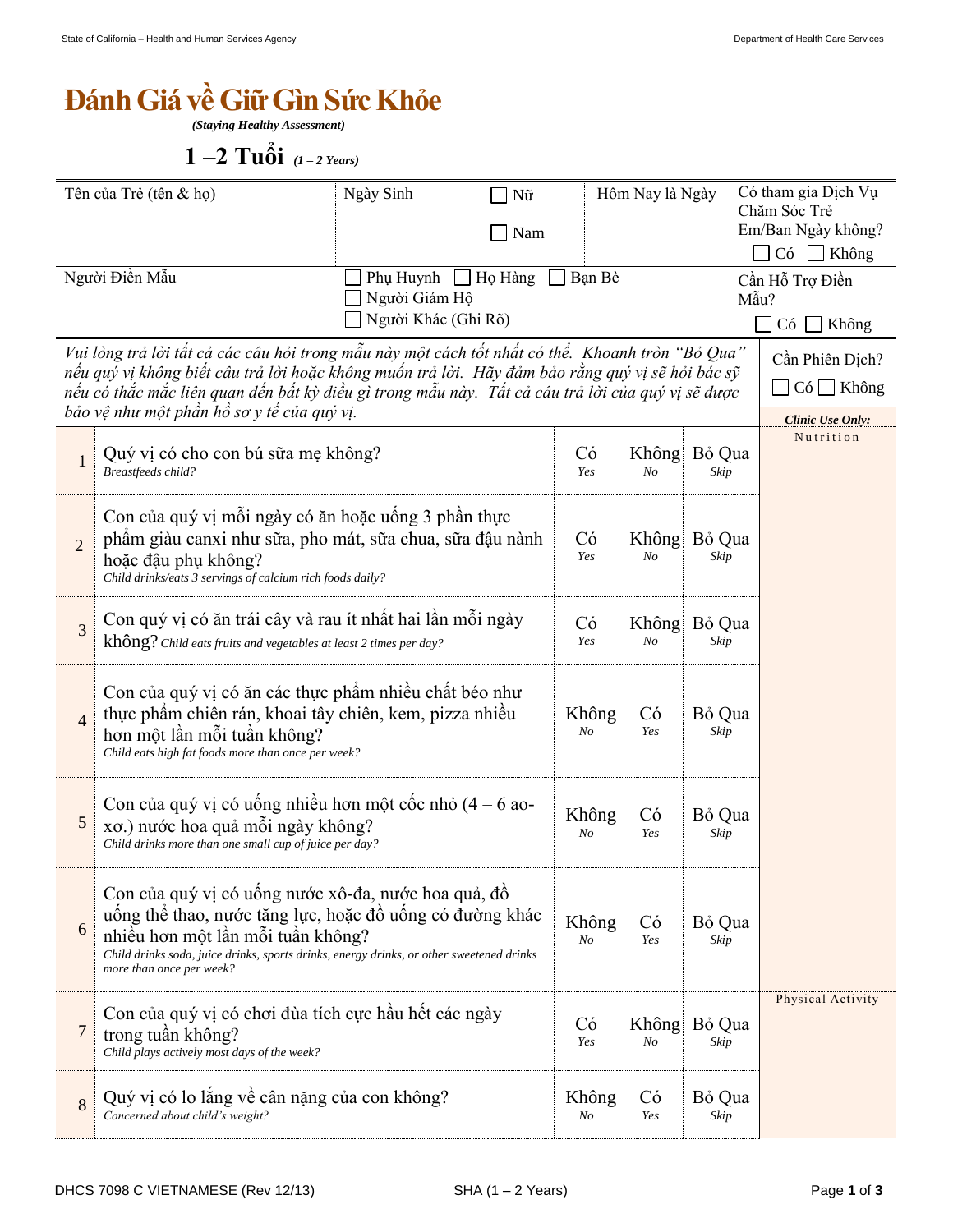# Đánh Giá về Giữ Gìn Sức Khỏe

*(Staying Healthy Assessment)*

## 1 –2 Tuổi *(1 – 2 Years)*

| Tên của Trẻ (tên & họ) | Ngày Sinh | ☐ Nữ ☐ Nam | Hôm Nay là Ngày | Có tham gia Dịch Vụ Chăm Sóc Trẻ Em/Ban Ngày không? ☐ Có ☐ Không |
|---|---|---|---|---|
| Người Điền Mẫu | ☐ Phụ Huynh ☐ Họ Hàng ☐ Bạn Bè ☐ Người Giám Hộ ☐ Người Khác (Ghi Rõ) | | | Cần Hỗ Trợ Điền Mẫu? ☐ Có ☐ Không |

*Vui lòng trả lời tất cả các câu hỏi trong mẫu này một cách tốt nhất có thể. Khoanh tròn "Bỏ Qua" nếu quý vị không biết câu trả lời hoặc không muốn trả lời. Hãy đảm bảo rằng quý vị sẽ hỏi bác sỹ nếu có thắc mắc liên quan đến bất kỳ điều gì trong mẫu này. Tất cả câu trả lời của quý vị sẽ được bảo vệ như một phần hồ sơ y tế của quý vị.*

Cần Phiên Dịch? ☐ Có ☐ Không

| # | Câu hỏi | | | | ***Clinic Use Only:*** |
|---|---|---|---|---|---|
| 1 | Quý vị có cho con bú sữa mẹ không? *Breastfeeds child?* | Có *Yes* | Không *No* | Bỏ Qua *Skip* | Nutrition |
| 2 | Con của quý vị mỗi ngày có ăn hoặc uống 3 phần thực phẩm giàu canxi như sữa, pho mát, sữa chua, sữa đậu nành hoặc đậu phụ không? *Child drinks/eats 3 servings of calcium rich foods daily?* | Có *Yes* | Không *No* | Bỏ Qua *Skip* | |
| 3 | Con quý vị có ăn trái cây và rau ít nhất hai lần mỗi ngày không? *Child eats fruits and vegetables at least 2 times per day?* | Có *Yes* | Không *No* | Bỏ Qua *Skip* | |
| 4 | Con của quý vị có ăn các thực phẩm nhiều chất béo như thực phẩm chiên rán, khoai tây chiên, kem, pizza nhiều hơn một lần mỗi tuần không? *Child eats high fat foods more than once per week?* | Không *No* | Có *Yes* | Bỏ Qua *Skip* | |
| 5 | Con của quý vị có uống nhiều hơn một cốc nhỏ (4 – 6 ao-xơ.) nước hoa quả mỗi ngày không? *Child drinks more than one small cup of juice per day?* | Không *No* | Có *Yes* | Bỏ Qua *Skip* | |
| 6 | Con của quý vị có uống nước xô-đa, nước hoa quả, đồ uống thể thao, nước tăng lực, hoặc đồ uống có đường khác nhiều hơn một lần mỗi tuần không? *Child drinks soda, juice drinks, sports drinks, energy drinks, or other sweetened drinks more than once per week?* | Không *No* | Có *Yes* | Bỏ Qua *Skip* | |
| 7 | Con của quý vị có chơi đùa tích cực hầu hết các ngày trong tuần không? *Child plays actively most days of the week?* | Có *Yes* | Không *No* | Bỏ Qua *Skip* | Physical Activity |
| 8 | Quý vị có lo lắng về cân nặng của con không? *Concerned about child's weight?* | Không *No* | Có *Yes* | Bỏ Qua *Skip* | |

DHCS 7098 C VIETNAMESE (Rev 12/13) SHA (1 – 2 Years)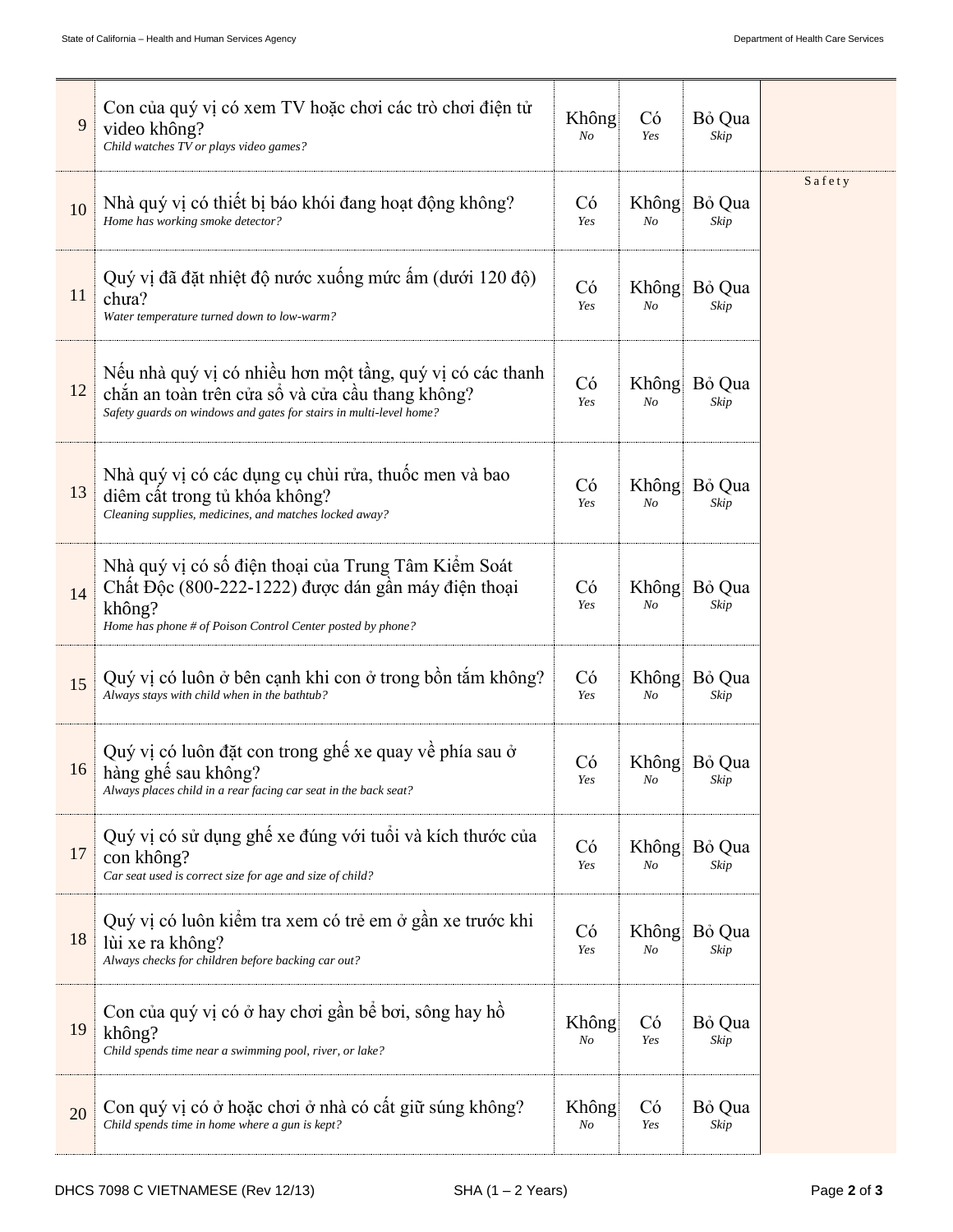| # | Câu hỏi | | | | |
|---|---|---|---|---|---|
| 9 | Con của quý vị có xem TV hoặc chơi các trò chơi điện tử video không?<br>*Child watches TV or plays video games?* | Không<br>*No* | Có<br>*Yes* | Bỏ Qua<br>*Skip* | |
| 10 | Nhà quý vị có thiết bị báo khói đang hoạt động không?<br>*Home has working smoke detector?* | Có<br>*Yes* | Không<br>*No* | Bỏ Qua<br>*Skip* | Safety |
| 11 | Quý vị đã đặt nhiệt độ nước xuống mức ấm (dưới 120 độ) chưa?<br>*Water temperature turned down to low-warm?* | Có<br>*Yes* | Không<br>*No* | Bỏ Qua<br>*Skip* | |
| 12 | Nếu nhà quý vị có nhiều hơn một tầng, quý vị có các thanh chắn an toàn trên cửa sổ và cửa cầu thang không?<br>*Safety guards on windows and gates for stairs in multi-level home?* | Có<br>*Yes* | Không<br>*No* | Bỏ Qua<br>*Skip* | |
| 13 | Nhà quý vị có các dụng cụ chùi rửa, thuốc men và bao diêm cất trong tủ khóa không?<br>*Cleaning supplies, medicines, and matches locked away?* | Có<br>*Yes* | Không<br>*No* | Bỏ Qua<br>*Skip* | |
| 14 | Nhà quý vị có số điện thoại của Trung Tâm Kiểm Soát Chất Độc (800-222-1222) được dán gần máy điện thoại không?<br>*Home has phone # of Poison Control Center posted by phone?* | Có<br>*Yes* | Không<br>*No* | Bỏ Qua<br>*Skip* | |
| 15 | Quý vị có luôn ở bên cạnh khi con ở trong bồn tắm không?<br>*Always stays with child when in the bathtub?* | Có<br>*Yes* | Không<br>*No* | Bỏ Qua<br>*Skip* | |
| 16 | Quý vị có luôn đặt con trong ghế xe quay về phía sau ở hàng ghế sau không?<br>*Always places child in a rear facing car seat in the back seat?* | Có<br>*Yes* | Không<br>*No* | Bỏ Qua<br>*Skip* | |
| 17 | Quý vị có sử dụng ghế xe đúng với tuổi và kích thước của con không?<br>*Car seat used is correct size for age and size of child?* | Có<br>*Yes* | Không<br>*No* | Bỏ Qua<br>*Skip* | |
| 18 | Quý vị có luôn kiểm tra xem có trẻ em ở gần xe trước khi lùi xe ra không?<br>*Always checks for children before backing car out?* | Có<br>*Yes* | Không<br>*No* | Bỏ Qua<br>*Skip* | |
| 19 | Con của quý vị có ở hay chơi gần bể bơi, sông hay hồ không?<br>*Child spends time near a swimming pool, river, or lake?* | Không<br>*No* | Có<br>*Yes* | Bỏ Qua<br>*Skip* | |
| 20 | Con quý vị có ở hoặc chơi ở nhà có cất giữ súng không?<br>*Child spends time in home where a gun is kept?* | Không<br>*No* | Có<br>*Yes* | Bỏ Qua<br>*Skip* | |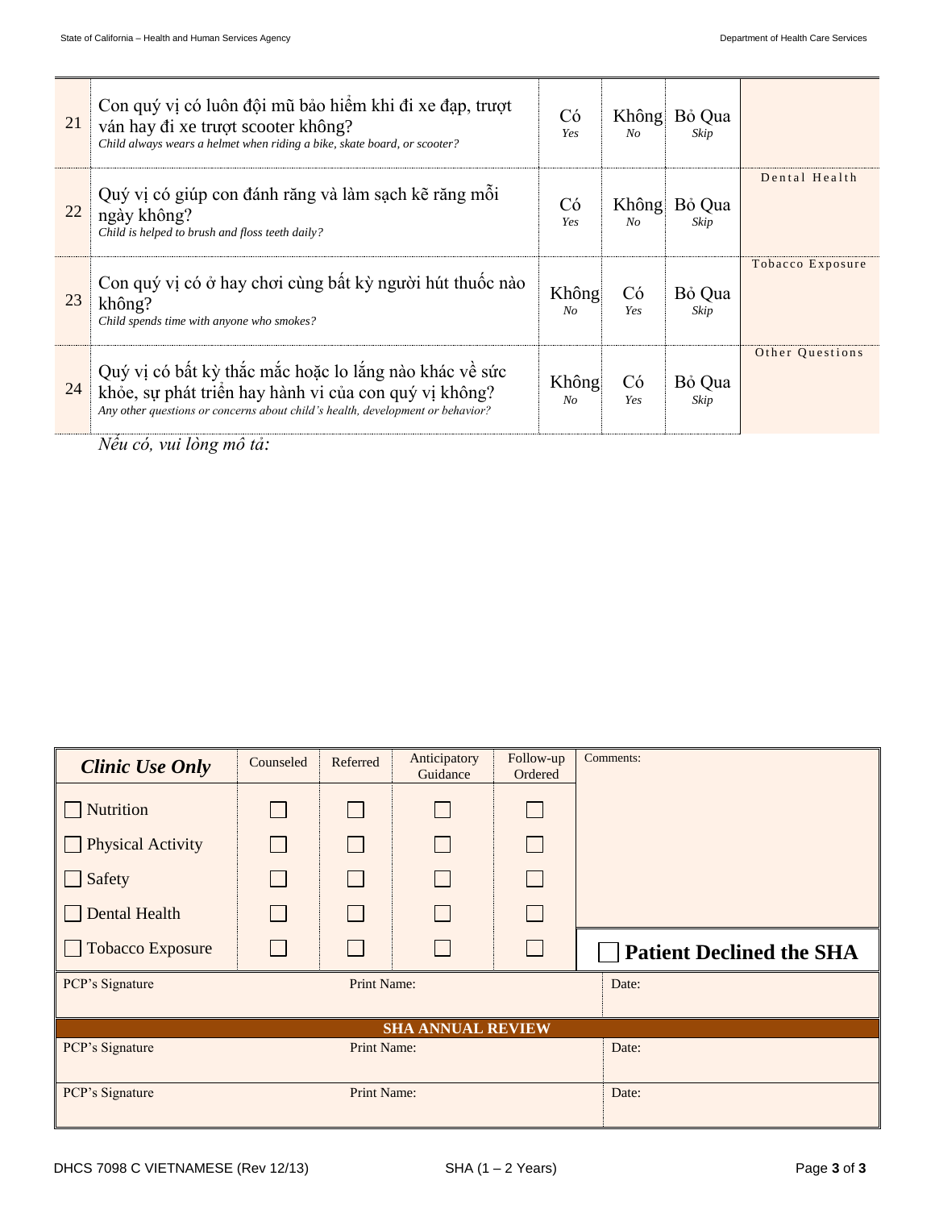| | | | | | |
|---|---|---|---|---|---|
| 21 | Con quý vị có luôn đội mũ bảo hiểm khi đi xe đạp, trượt ván hay đi xe trượt scooter không?<br>*Child always wears a helmet when riding a bike, skate board, or scooter?* | Có<br>*Yes* | Không<br>*No* | Bỏ Qua<br>*Skip* | |
| 22 | Quý vị có giúp con đánh răng và làm sạch kẽ răng mỗi ngày không?<br>*Child is helped to brush and floss teeth daily?* | Có<br>*Yes* | Không<br>*No* | Bỏ Qua<br>*Skip* | Dental Health |
| 23 | Con quý vị có ở hay chơi cùng bất kỳ người hút thuốc nào không?<br>*Child spends time with anyone who smokes?* | Không<br>*No* | Có<br>*Yes* | Bỏ Qua<br>*Skip* | Tobacco Exposure |
| 24 | Quý vị có bất kỳ thắc mắc hoặc lo lắng nào khác về sức khỏe, sự phát triển hay hành vi của con quý vị không?<br>*Any other questions or concerns about child's health, development or behavior?* | Không<br>*No* | Có<br>*Yes* | Bỏ Qua<br>*Skip* | Other Questions |

*Nếu có, vui lòng mô tả:*

| ***Clinic Use Only*** | Counseled | Referred | Anticipatory Guidance | Follow-up Ordered | Comments: |
|---|---|---|---|---|---|
| ☐ Nutrition | ☐ | ☐ | ☐ | ☐ | |
| ☐ Physical Activity | ☐ | ☐ | ☐ | ☐ | |
| ☐ Safety | ☐ | ☐ | ☐ | ☐ | |
| ☐ Dental Health | ☐ | ☐ | ☐ | ☐ | |
| ☐ Tobacco Exposure | ☐ | ☐ | ☐ | ☐ | ☐ **Patient Declined the SHA** |

| | | |
|---|---|---|
| PCP's Signature | Print Name: | Date: |

**SHA ANNUAL REVIEW**

| | | |
|---|---|---|
| PCP's Signature | Print Name: | Date: |
| PCP's Signature | Print Name: | Date: |

DHCS 7098 C VIETNAMESE (Rev 12/13) SHA (1 – 2 Years)